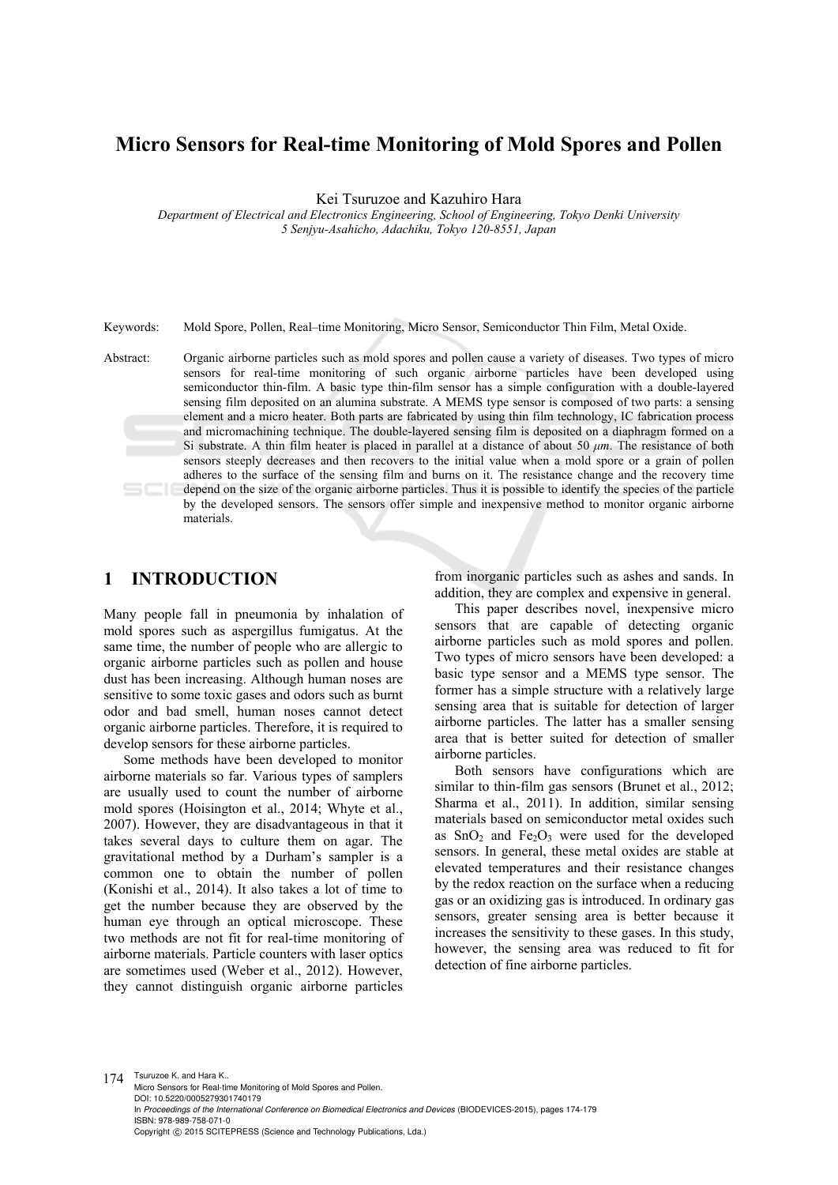# Micro Sensors for Real-time Monitoring of Mold Spores and Pollen

Kei Tsuruzoe and Kazuhiro Hara

*Department of Electrical and Electronics Engineering, School of Engineering, Tokyo Denki University*
*5 Senjyu-Asahicho, Adachiku, Tokyo 120-8551, Japan*

Keywords: Mold Spore, Pollen, Real–time Monitoring, Micro Sensor, Semiconductor Thin Film, Metal Oxide.

Abstract: Organic airborne particles such as mold spores and pollen cause a variety of diseases. Two types of micro sensors for real-time monitoring of such organic airborne particles have been developed using semiconductor thin-film. A basic type thin-film sensor has a simple configuration with a double-layered sensing film deposited on an alumina substrate. A MEMS type sensor is composed of two parts: a sensing element and a micro heater. Both parts are fabricated by using thin film technology, IC fabrication process and micromachining technique. The double-layered sensing film is deposited on a diaphragm formed on a Si substrate. A thin film heater is placed in parallel at a distance of about 50 $\mu m$. The resistance of both sensors steeply decreases and then recovers to the initial value when a mold spore or a grain of pollen adheres to the surface of the sensing film and burns on it. The resistance change and the recovery time depend on the size of the organic airborne particles. Thus it is possible to identify the species of the particle by the developed sensors. The sensors offer simple and inexpensive method to monitor organic airborne materials.

## 1 INTRODUCTION

Many people fall in pneumonia by inhalation of mold spores such as aspergillus fumigatus. At the same time, the number of people who are allergic to organic airborne particles such as pollen and house dust has been increasing. Although human noses are sensitive to some toxic gases and odors such as burnt odor and bad smell, human noses cannot detect organic airborne particles. Therefore, it is required to develop sensors for these airborne particles.

Some methods have been developed to monitor airborne materials so far. Various types of samplers are usually used to count the number of airborne mold spores (Hoisington et al., 2014; Whyte et al., 2007). However, they are disadvantageous in that it takes several days to culture them on agar. The gravitational method by a Durham's sampler is a common one to obtain the number of pollen (Konishi et al., 2014). It also takes a lot of time to get the number because they are observed by the human eye through an optical microscope. These two methods are not fit for real-time monitoring of airborne materials. Particle counters with laser optics are sometimes used (Weber et al., 2012). However, they cannot distinguish organic airborne particles from inorganic particles such as ashes and sands. In addition, they are complex and expensive in general.

This paper describes novel, inexpensive micro sensors that are capable of detecting organic airborne particles such as mold spores and pollen. Two types of micro sensors have been developed: a basic type sensor and a MEMS type sensor. The former has a simple structure with a relatively large sensing area that is suitable for detection of larger airborne particles. The latter has a smaller sensing area that is better suited for detection of smaller airborne particles.

Both sensors have configurations which are similar to thin-film gas sensors (Brunet et al., 2012; Sharma et al., 2011). In addition, similar sensing materials based on semiconductor metal oxides such as $SnO_2$ and $Fe_2O_3$ were used for the developed sensors. In general, these metal oxides are stable at elevated temperatures and their resistance changes by the redox reaction on the surface when a reducing gas or an oxidizing gas is introduced. In ordinary gas sensors, greater sensing area is better because it increases the sensitivity to these gases. In this study, however, the sensing area was reduced to fit for detection of fine airborne particles.

Tsuruzoe K. and Hara K..
Micro Sensors for Real-time Monitoring of Mold Spores and Pollen.
DOI: 10.5220/0005279301740179
In *Proceedings of the International Conference on Biomedical Electronics and Devices* (BIODEVICES-2015), pages 174-179
ISBN: 978-989-758-071-0
Copyright © 2015 SCITEPRESS (Science and Technology Publications, Lda.)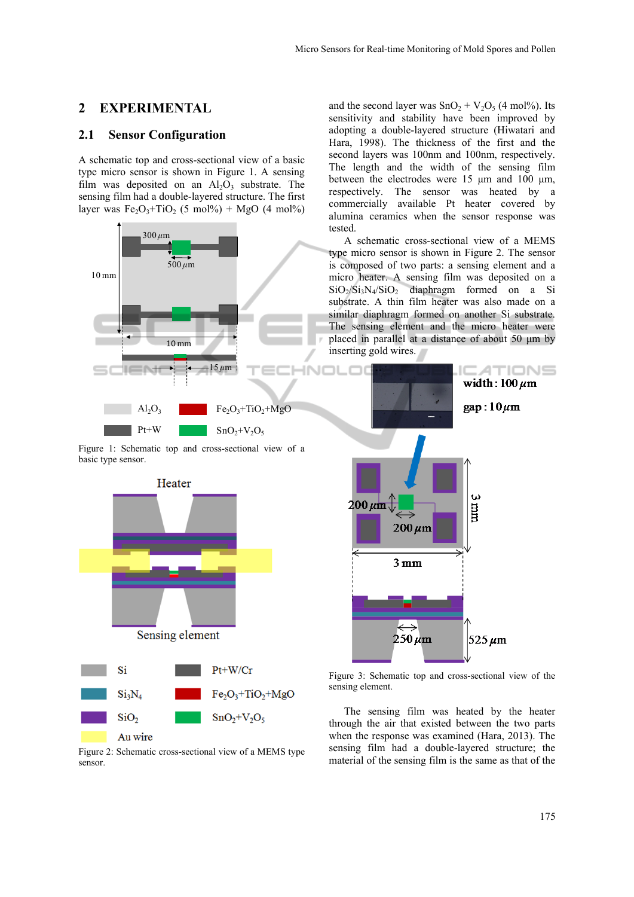## 2 EXPERIMENTAL

### 2.1 Sensor Configuration

A schematic top and cross-sectional view of a basic type micro sensor is shown in Figure 1. A sensing film was deposited on an $Al_2O_3$ substrate. The sensing film had a double-layered structure. The first layer was $Fe_2O_3$+$TiO_2$ (5 mol%) + MgO (4 mol%) and the second layer was $SnO_2$ + $V_2O_5$ (4 mol%). Its sensitivity and stability have been improved by adopting a double-layered structure (Hiwatari and Hara, 1998). The thickness of the first and the second layers was 100nm and 100nm, respectively. The length and the width of the sensing film between the electrodes were 15 µm and 100 µm, respectively. The sensor was heated by a commercially available Pt heater covered by alumina ceramics when the sensor response was tested.

Figure 1: Schematic top and cross-sectional view of a basic type sensor.

A schematic cross-sectional view of a MEMS type micro sensor is shown in Figure 2. The sensor is composed of two parts: a sensing element and a micro heater. A sensing film was deposited on a $SiO_2$/$Si_3N_4$/$SiO_2$ diaphragm formed on a Si substrate. A thin film heater was also made on a similar diaphragm formed on another Si substrate. The sensing element and the micro heater were placed in parallel at a distance of about 50 µm by inserting gold wires.

Figure 2: Schematic cross-sectional view of a MEMS type sensor.

Figure 3: Schematic top and cross-sectional view of the sensing element.

The sensing film was heated by the heater through the air that existed between the two parts when the response was examined (Hara, 2013). The sensing film had a double-layered structure; the material of the sensing film is the same as that of the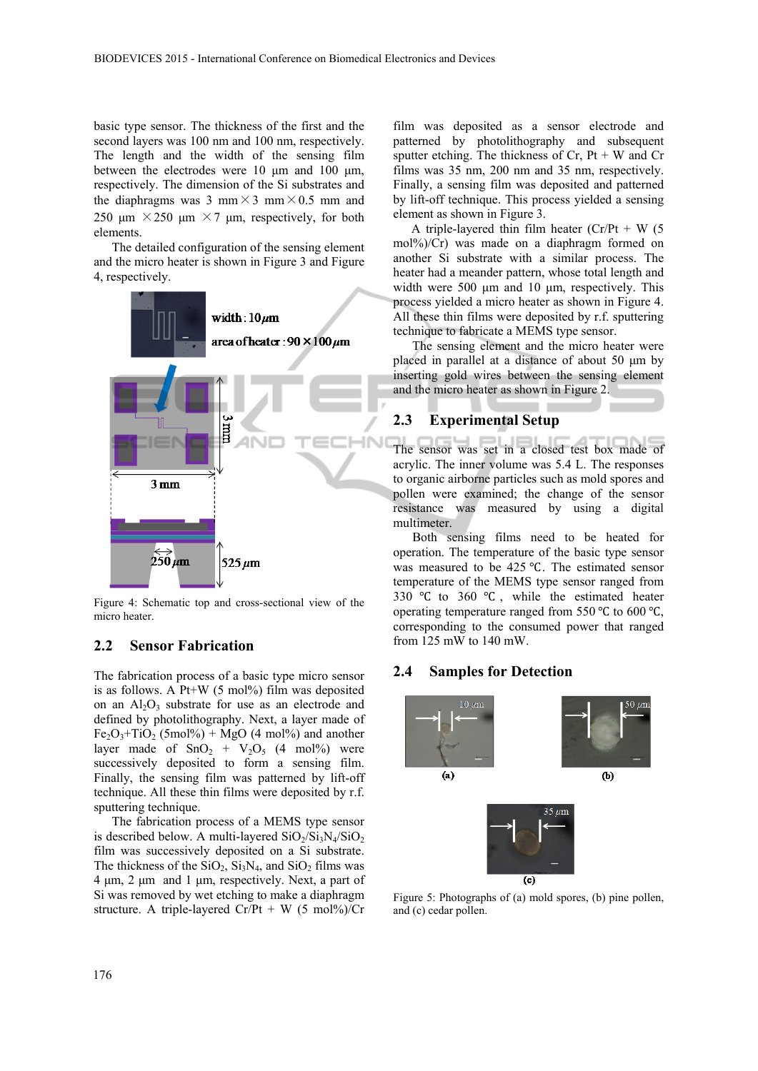basic type sensor. The thickness of the first and the second layers was 100 nm and 100 nm, respectively. The length and the width of the sensing film between the electrodes were 10 µm and 100 µm, respectively. The dimension of the Si substrates and the diaphragms was 3 mm × 3 mm × 0.5 mm and 250 µm × 250 µm × 7 µm, respectively, for both elements.

The detailed configuration of the sensing element and the micro heater is shown in Figure 3 and Figure 4, respectively.

Figure 4: Schematic top and cross-sectional view of the micro heater.

## 2.2 Sensor Fabrication

The fabrication process of a basic type micro sensor is as follows. A Pt+W (5 mol%) film was deposited on an $Al_2O_3$ substrate for use as an electrode and defined by photolithography. Next, a layer made of $Fe_2O_3$+$TiO_2$ (5mol%) + MgO (4 mol%) and another layer made of $SnO_2$ + $V_2O_5$ (4 mol%) were successively deposited to form a sensing film. Finally, the sensing film was patterned by lift-off technique. All these thin films were deposited by r.f. sputtering technique.

The fabrication process of a MEMS type sensor is described below. A multi-layered $SiO_2/Si_3N_4/SiO_2$ film was successively deposited on a Si substrate. The thickness of the $SiO_2$, $Si_3N_4$, and $SiO_2$ films was 4 µm, 2 µm and 1 µm, respectively. Next, a part of Si was removed by wet etching to make a diaphragm structure. A triple-layered Cr/Pt + W (5 mol%)/Cr film was deposited as a sensor electrode and patterned by photolithography and subsequent sputter etching. The thickness of Cr, Pt + W and Cr films was 35 nm, 200 nm and 35 nm, respectively. Finally, a sensing film was deposited and patterned by lift-off technique. This process yielded a sensing element as shown in Figure 3.

A triple-layered thin film heater (Cr/Pt + W (5 mol%)/Cr) was made on a diaphragm formed on another Si substrate with a similar process. The heater had a meander pattern, whose total length and width were 500 µm and 10 µm, respectively. This process yielded a micro heater as shown in Figure 4. All these thin films were deposited by r.f. sputtering technique to fabricate a MEMS type sensor.

The sensing element and the micro heater were placed in parallel at a distance of about 50 µm by inserting gold wires between the sensing element and the micro heater as shown in Figure 2.

## 2.3 Experimental Setup

The sensor was set in a closed test box made of acrylic. The inner volume was 5.4 L. The responses to organic airborne particles such as mold spores and pollen were examined; the change of the sensor resistance was measured by using a digital multimeter.

Both sensing films need to be heated for operation. The temperature of the basic type sensor was measured to be 425 ℃. The estimated sensor temperature of the MEMS type sensor ranged from 330 ℃ to 360 ℃, while the estimated heater operating temperature ranged from 550 ℃ to 600 ℃, corresponding to the consumed power that ranged from 125 mW to 140 mW.

## 2.4 Samples for Detection

Figure 5: Photographs of (a) mold spores, (b) pine pollen, and (c) cedar pollen.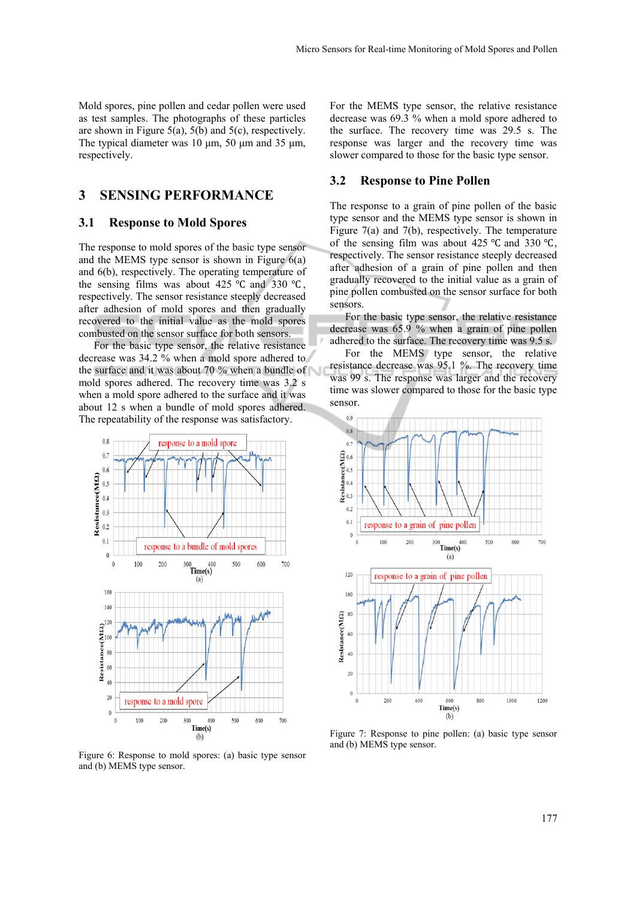Mold spores, pine pollen and cedar pollen were used as test samples. The photographs of these particles are shown in Figure 5(a), 5(b) and 5(c), respectively. The typical diameter was 10 μm, 50 μm and 35 μm, respectively.

# 3 SENSING PERFORMANCE

## 3.1 Response to Mold Spores

The response to mold spores of the basic type sensor and the MEMS type sensor is shown in Figure 6(a) and 6(b), respectively. The operating temperature of the sensing films was about 425 ℃ and 330 ℃, respectively. The sensor resistance steeply decreased after adhesion of mold spores and then gradually recovered to the initial value as the mold spores combusted on the sensor surface for both sensors.

For the basic type sensor, the relative resistance decrease was 34.2 % when a mold spore adhered to the surface and it was about 70 % when a bundle of mold spores adhered. The recovery time was 3.2 s when a mold spore adhered to the surface and it was about 12 s when a bundle of mold spores adhered. The repeatability of the response was satisfactory.

Figure 6: Response to mold spores: (a) basic type sensor and (b) MEMS type sensor.

For the MEMS type sensor, the relative resistance decrease was 69.3 % when a mold spore adhered to the surface. The recovery time was 29.5 s. The response was larger and the recovery time was slower compared to those for the basic type sensor.

## 3.2 Response to Pine Pollen

The response to a grain of pine pollen of the basic type sensor and the MEMS type sensor is shown in Figure 7(a) and 7(b), respectively. The temperature of the sensing film was about 425 ℃ and 330 ℃, respectively. The sensor resistance steeply decreased after adhesion of a grain of pine pollen and then gradually recovered to the initial value as a grain of pine pollen combusted on the sensor surface for both sensors.

For the basic type sensor, the relative resistance decrease was 65.9 % when a grain of pine pollen adhered to the surface. The recovery time was 9.5 s.

For the MEMS type sensor, the relative resistance decrease was 95.1 %. The recovery time was 99 s. The response was larger and the recovery time was slower compared to those for the basic type sensor.

Figure 7: Response to pine pollen: (a) basic type sensor and (b) MEMS type sensor.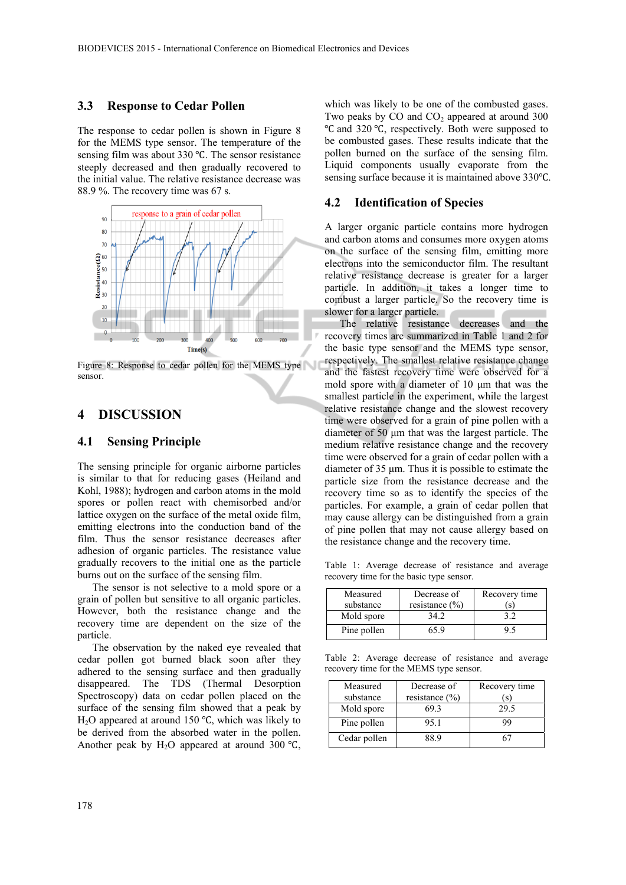### 3.3 Response to Cedar Pollen

The response to cedar pollen is shown in Figure 8 for the MEMS type sensor. The temperature of the sensing film was about 330 ℃. The sensor resistance steeply decreased and then gradually recovered to the initial value. The relative resistance decrease was 88.9 %. The recovery time was 67 s.

Figure 8: Response to cedar pollen for the MEMS type sensor.

## 4 DISCUSSION

### 4.1 Sensing Principle

The sensing principle for organic airborne particles is similar to that for reducing gases (Heiland and Kohl, 1988); hydrogen and carbon atoms in the mold spores or pollen react with chemisorbed and/or lattice oxygen on the surface of the metal oxide film, emitting electrons into the conduction band of the film. Thus the sensor resistance decreases after adhesion of organic particles. The resistance value gradually recovers to the initial one as the particle burns out on the surface of the sensing film.

The sensor is not selective to a mold spore or a grain of pollen but sensitive to all organic particles. However, both the resistance change and the recovery time are dependent on the size of the particle.

The observation by the naked eye revealed that cedar pollen got burned black soon after they adhered to the sensing surface and then gradually disappeared. The TDS (Thermal Desorption Spectroscopy) data on cedar pollen placed on the surface of the sensing film showed that a peak by $H_2O$ appeared at around 150 ℃, which was likely to be derived from the absorbed water in the pollen. Another peak by $H_2O$ appeared at around 300 ℃, which was likely to be one of the combusted gases. Two peaks by CO and $CO_2$ appeared at around 300 ℃ and 320 ℃, respectively. Both were supposed to be combusted gases. These results indicate that the pollen burned on the surface of the sensing film. Liquid components usually evaporate from the sensing surface because it is maintained above 330℃.

### 4.2 Identification of Species

A larger organic particle contains more hydrogen and carbon atoms and consumes more oxygen atoms on the surface of the sensing film, emitting more electrons into the semiconductor film. The resultant relative resistance decrease is greater for a larger particle. In addition, it takes a longer time to combust a larger particle. So the recovery time is slower for a larger particle.

The relative resistance decreases and the recovery times are summarized in Table 1 and 2 for the basic type sensor and the MEMS type sensor, respectively. The smallest relative resistance change and the fastest recovery time were observed for a mold spore with a diameter of 10 µm that was the smallest particle in the experiment, while the largest relative resistance change and the slowest recovery time were observed for a grain of pine pollen with a diameter of 50 µm that was the largest particle. The medium relative resistance change and the recovery time were observed for a grain of cedar pollen with a diameter of 35 µm. Thus it is possible to estimate the particle size from the resistance decrease and the recovery time so as to identify the species of the particles. For example, a grain of cedar pollen that may cause allergy can be distinguished from a grain of pine pollen that may not cause allergy based on the resistance change and the recovery time.

Table 1: Average decrease of resistance and average recovery time for the basic type sensor.

| Measured substance | Decrease of resistance (%) | Recovery time (s) |
|---|---|---|
| Mold spore | 34.2 | 3.2 |
| Pine pollen | 65.9 | 9.5 |

Table 2: Average decrease of resistance and average recovery time for the MEMS type sensor.

| Measured substance | Decrease of resistance (%) | Recovery time (s) |
|---|---|---|
| Mold spore | 69.3 | 29.5 |
| Pine pollen | 95.1 | 99 |
| Cedar pollen | 88.9 | 67 |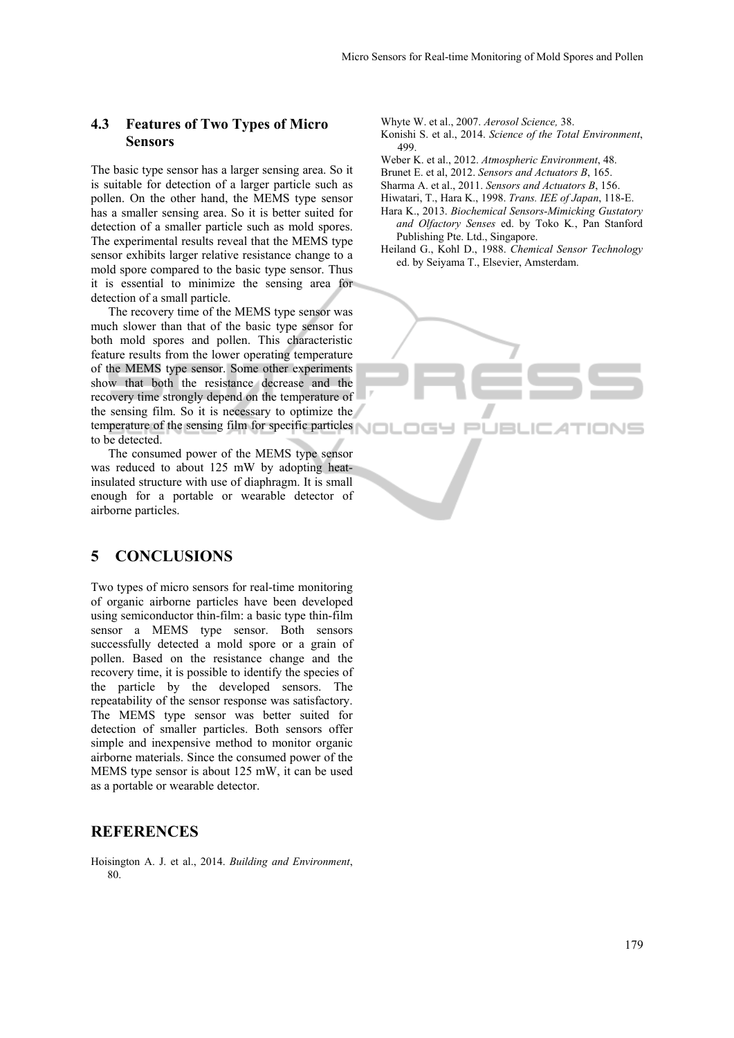### 4.3 Features of Two Types of Micro Sensors

The basic type sensor has a larger sensing area. So it is suitable for detection of a larger particle such as pollen. On the other hand, the MEMS type sensor has a smaller sensing area. So it is better suited for detection of a smaller particle such as mold spores. The experimental results reveal that the MEMS type sensor exhibits larger relative resistance change to a mold spore compared to the basic type sensor. Thus it is essential to minimize the sensing area for detection of a small particle.

The recovery time of the MEMS type sensor was much slower than that of the basic type sensor for both mold spores and pollen. This characteristic feature results from the lower operating temperature of the MEMS type sensor. Some other experiments show that both the resistance decrease and the recovery time strongly depend on the temperature of the sensing film. So it is necessary to optimize the temperature of the sensing film for specific particles to be detected.

The consumed power of the MEMS type sensor was reduced to about 125 mW by adopting heat-insulated structure with use of diaphragm. It is small enough for a portable or wearable detector of airborne particles.

## 5 CONCLUSIONS

Two types of micro sensors for real-time monitoring of organic airborne particles have been developed using semiconductor thin-film: a basic type thin-film sensor a MEMS type sensor. Both sensors successfully detected a mold spore or a grain of pollen. Based on the resistance change and the recovery time, it is possible to identify the species of the particle by the developed sensors. The repeatability of the sensor response was satisfactory. The MEMS type sensor was better suited for detection of smaller particles. Both sensors offer simple and inexpensive method to monitor organic airborne materials. Since the consumed power of the MEMS type sensor is about 125 mW, it can be used as a portable or wearable detector.

## REFERENCES

Hoisington A. J. et al., 2014. *Building and Environment*, 80.

Whyte W. et al., 2007. *Aerosol Science,* 38.

Konishi S. et al., 2014. *Science of the Total Environment*, 499.

Weber K. et al., 2012. *Atmospheric Environment*, 48.

Brunet E. et al, 2012. *Sensors and Actuators B*, 165.

Sharma A. et al., 2011. *Sensors and Actuators B*, 156.

Hiwatari, T., Hara K., 1998. *Trans. IEE of Japan*, 118-E.

Hara K., 2013. *Biochemical Sensors-Mimicking Gustatory and Olfactory Senses* ed. by Toko K., Pan Stanford Publishing Pte. Ltd., Singapore.

Heiland G., Kohl D., 1988. *Chemical Sensor Technology* ed. by Seiyama T., Elsevier, Amsterdam.